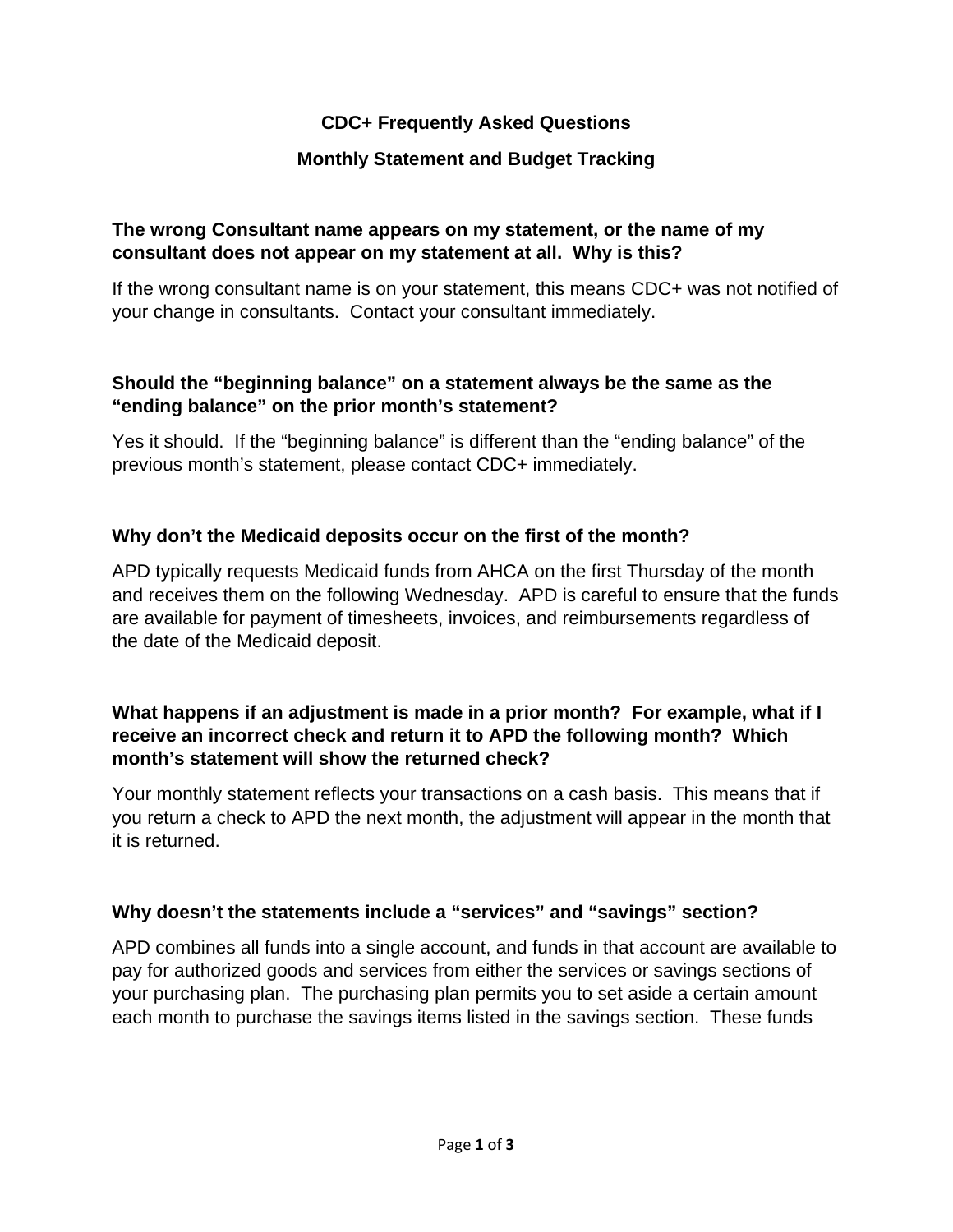# CDC+ Frequently Asked Questions

## Monthly Statement and Budget Tracking

**The wrong Consultant name appears on my statement, or the name of my consultant does not appear on my statement at all. Why is this?**

If the wrong consultant name is on your statement, this means CDC+ was not notified of your change in consultants. Contact your consultant immediately.

**Should the "beginning balance" on a statement always be the same as the "ending balance" on the prior month's statement?**

Yes it should. If the "beginning balance" is different than the "ending balance" of the previous month's statement, please contact CDC+ immediately.

**Why don't the Medicaid deposits occur on the first of the month?**

APD typically requests Medicaid funds from AHCA on the first Thursday of the month and receives them on the following Wednesday. APD is careful to ensure that the funds are available for payment of timesheets, invoices, and reimbursements regardless of the date of the Medicaid deposit.

**What happens if an adjustment is made in a prior month? For example, what if I receive an incorrect check and return it to APD the following month? Which month's statement will show the returned check?**

Your monthly statement reflects your transactions on a cash basis. This means that if you return a check to APD the next month, the adjustment will appear in the month that it is returned.

**Why doesn't the statements include a "services" and "savings" section?**

APD combines all funds into a single account, and funds in that account are available to pay for authorized goods and services from either the services or savings sections of your purchasing plan. The purchasing plan permits you to set aside a certain amount each month to purchase the savings items listed in the savings section. These funds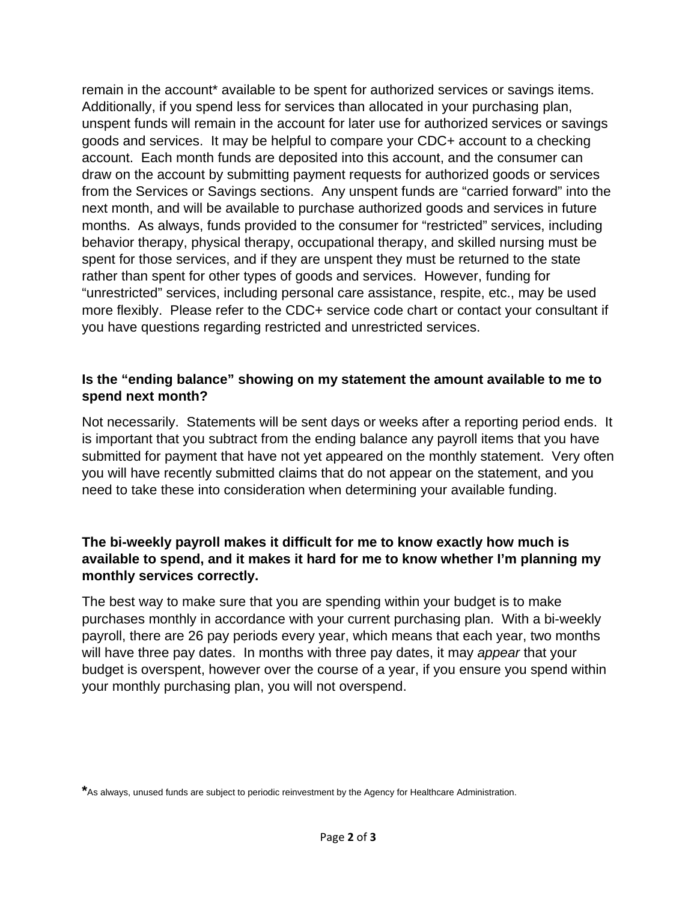remain in the account* available to be spent for authorized services or savings items. Additionally, if you spend less for services than allocated in your purchasing plan, unspent funds will remain in the account for later use for authorized services or savings goods and services. It may be helpful to compare your CDC+ account to a checking account. Each month funds are deposited into this account, and the consumer can draw on the account by submitting payment requests for authorized goods or services from the Services or Savings sections. Any unspent funds are "carried forward" into the next month, and will be available to purchase authorized goods and services in future months. As always, funds provided to the consumer for "restricted" services, including behavior therapy, physical therapy, occupational therapy, and skilled nursing must be spent for those services, and if they are unspent they must be returned to the state rather than spent for other types of goods and services. However, funding for "unrestricted" services, including personal care assistance, respite, etc., may be used more flexibly. Please refer to the CDC+ service code chart or contact your consultant if you have questions regarding restricted and unrestricted services.

**Is the "ending balance" showing on my statement the amount available to me to spend next month?**

Not necessarily. Statements will be sent days or weeks after a reporting period ends. It is important that you subtract from the ending balance any payroll items that you have submitted for payment that have not yet appeared on the monthly statement. Very often you will have recently submitted claims that do not appear on the statement, and you need to take these into consideration when determining your available funding.

**The bi-weekly payroll makes it difficult for me to know exactly how much is available to spend, and it makes it hard for me to know whether I'm planning my monthly services correctly.**

The best way to make sure that you are spending within your budget is to make purchases monthly in accordance with your current purchasing plan. With a bi-weekly payroll, there are 26 pay periods every year, which means that each year, two months will have three pay dates. In months with three pay dates, it may *appear* that your budget is overspent, however over the course of a year, if you ensure you spend within your monthly purchasing plan, you will not overspend.

*As always, unused funds are subject to periodic reinvestment by the Agency for Healthcare Administration.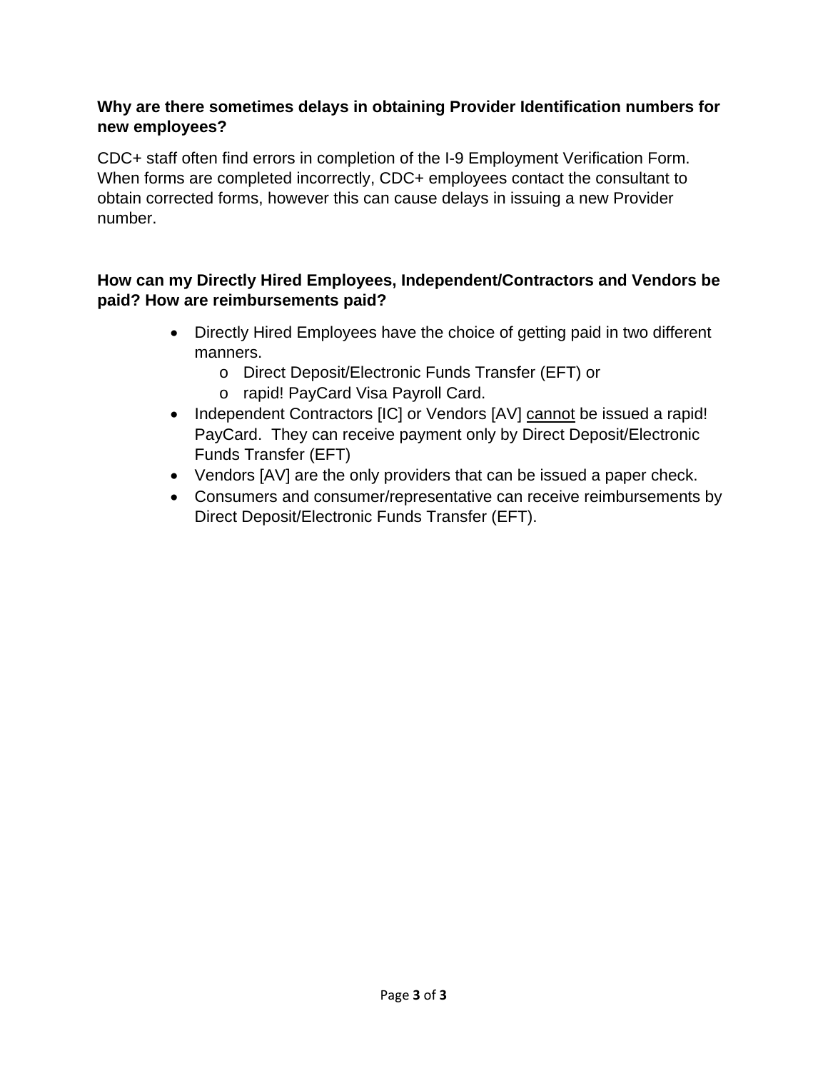**Why are there sometimes delays in obtaining Provider Identification numbers for new employees?**

CDC+ staff often find errors in completion of the I-9 Employment Verification Form. When forms are completed incorrectly, CDC+ employees contact the consultant to obtain corrected forms, however this can cause delays in issuing a new Provider number.

**How can my Directly Hired Employees, Independent/Contractors and Vendors be paid? How are reimbursements paid?**

- Directly Hired Employees have the choice of getting paid in two different manners.
  - Direct Deposit/Electronic Funds Transfer (EFT) or
  - rapid! PayCard Visa Payroll Card.
- Independent Contractors [IC] or Vendors [AV] <u>cannot</u> be issued a rapid! PayCard. They can receive payment only by Direct Deposit/Electronic Funds Transfer (EFT)
- Vendors [AV] are the only providers that can be issued a paper check.
- Consumers and consumer/representative can receive reimbursements by Direct Deposit/Electronic Funds Transfer (EFT).